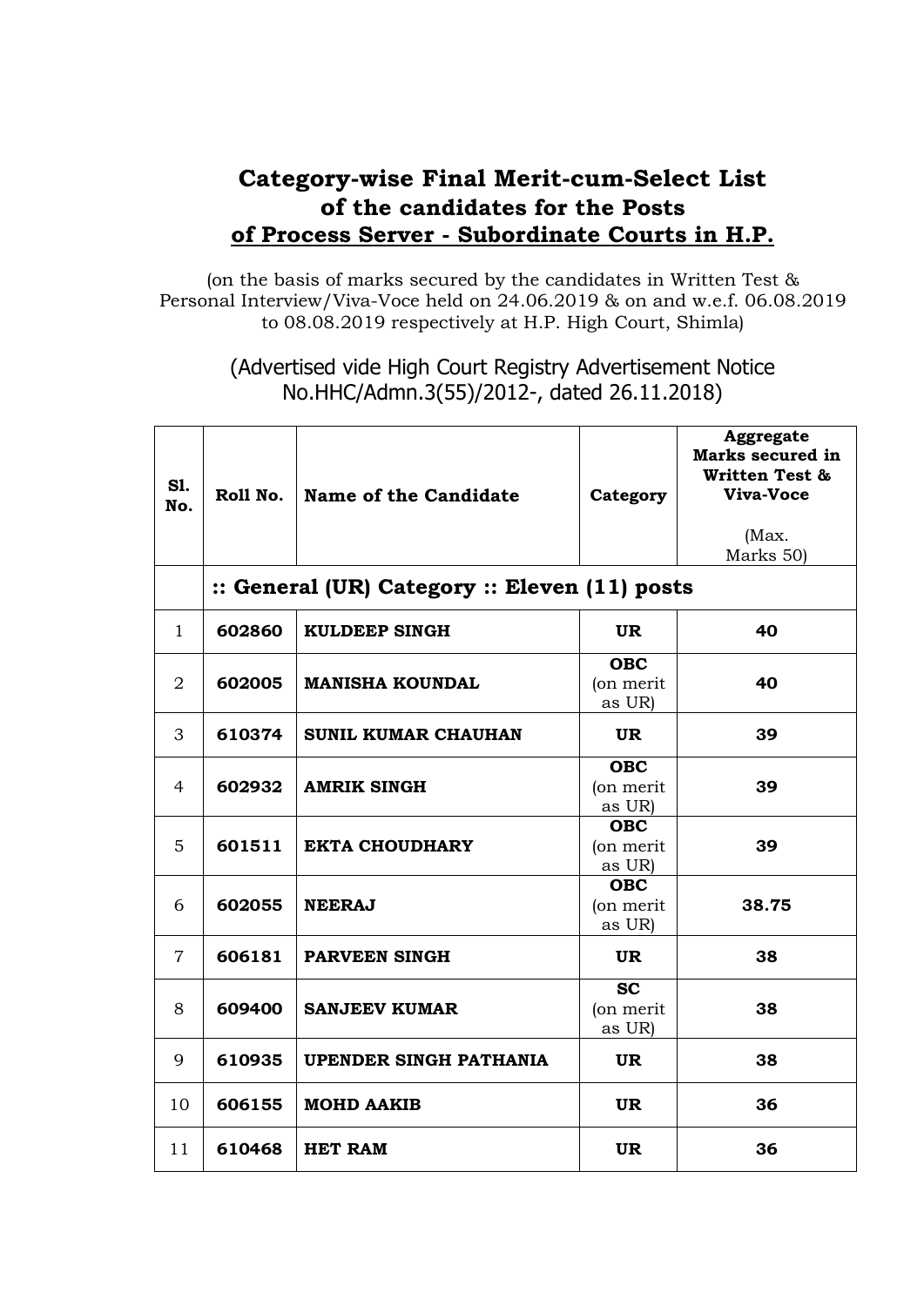# Category-wise Final Merit-cum-Select List of the candidates for the Posts of Process Server - Subordinate Courts in H.P.

(on the basis of marks secured by the candidates in Written Test & Personal Interview/Viva-Voce held on 24.06.2019 & on and w.e.f. 06.08.2019 to 08.08.2019 respectively at H.P. High Court, Shimla)

(Advertised vide High Court Registry Advertisement Notice No.HHC/Admn.3(55)/2012-, dated 26.11.2018)

| Sl. No. | Roll No. | Name of the Candidate | Category | Aggregate Marks secured in Written Test & Viva-Voce (Max. Marks 50) |
|---|---|---|---|---|
| | **:: General (UR) Category :: Eleven (11) posts** | | | |
| 1 | **602860** | **KULDEEP SINGH** | **UR** | **40** |
| 2 | **602005** | **MANISHA KOUNDAL** | **OBC** (on merit as UR) | **40** |
| 3 | **610374** | **SUNIL KUMAR CHAUHAN** | **UR** | **39** |
| 4 | **602932** | **AMRIK SINGH** | **OBC** (on merit as UR) | **39** |
| 5 | **601511** | **EKTA CHOUDHARY** | **OBC** (on merit as UR) | **39** |
| 6 | **602055** | **NEERAJ** | **OBC** (on merit as UR) | **38.75** |
| 7 | **606181** | **PARVEEN SINGH** | **UR** | **38** |
| 8 | **609400** | **SANJEEV KUMAR** | **SC** (on merit as UR) | **38** |
| 9 | **610935** | **UPENDER SINGH PATHANIA** | **UR** | **38** |
| 10 | **606155** | **MOHD AAKIB** | **UR** | **36** |
| 11 | **610468** | **HET RAM** | **UR** | **36** |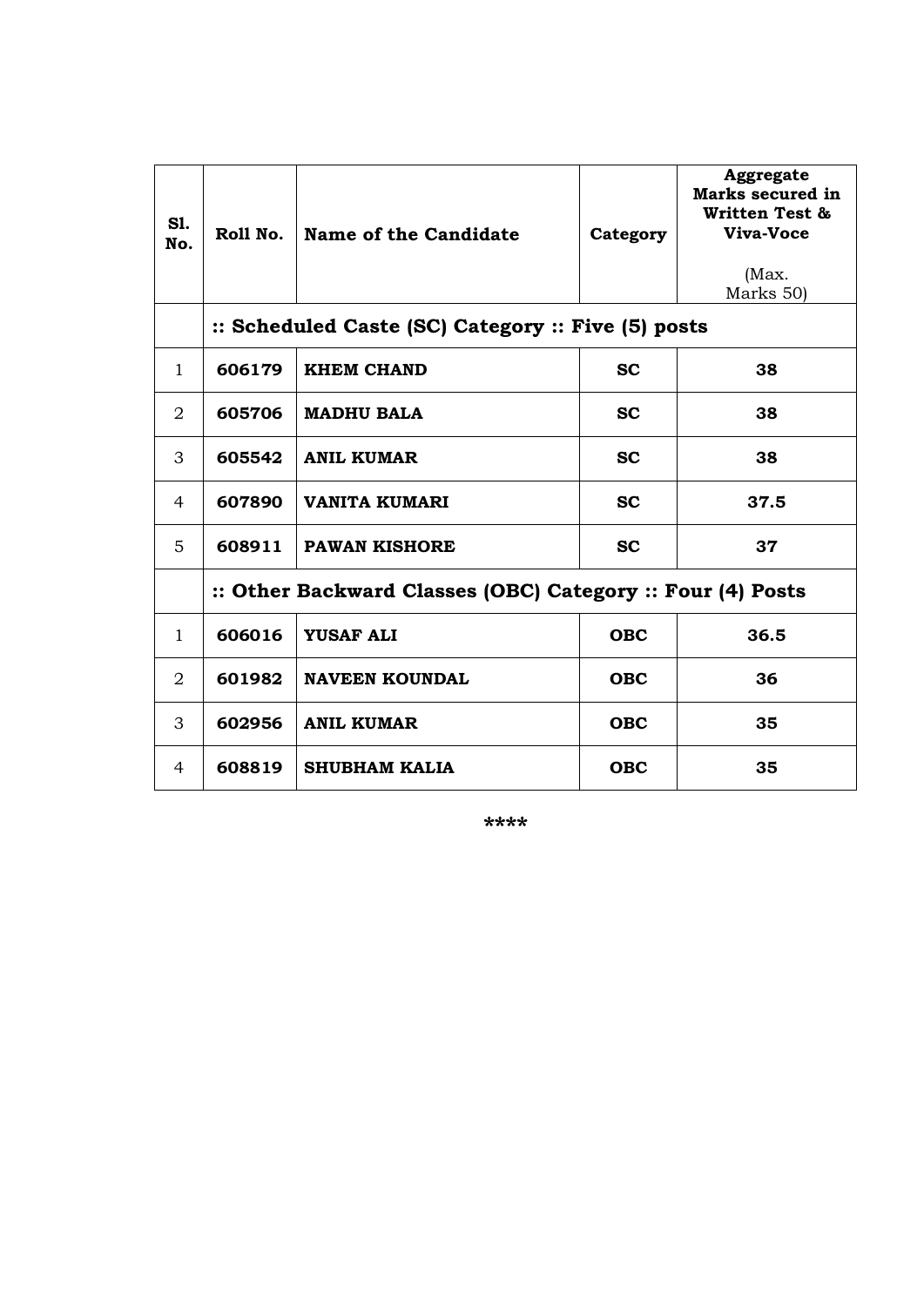| Sl. No. | Roll No. | Name of the Candidate | Category | Aggregate Marks secured in Written Test & Viva-Voce (Max. Marks 50) |
|---|---|---|---|---|
| | **:: Scheduled Caste (SC) Category :: Five (5) posts** | | | |
| 1 | **606179** | **KHEM CHAND** | **SC** | **38** |
| 2 | **605706** | **MADHU BALA** | **SC** | **38** |
| 3 | **605542** | **ANIL KUMAR** | **SC** | **38** |
| 4 | **607890** | **VANITA KUMARI** | **SC** | **37.5** |
| 5 | **608911** | **PAWAN KISHORE** | **SC** | **37** |
| | **:: Other Backward Classes (OBC) Category :: Four (4) Posts** | | | |
| 1 | **606016** | **YUSAF ALI** | **OBC** | **36.5** |
| 2 | **601982** | **NAVEEN KOUNDAL** | **OBC** | **36** |
| 3 | **602956** | **ANIL KUMAR** | **OBC** | **35** |
| 4 | **608819** | **SHUBHAM KALIA** | **OBC** | **35** |

****